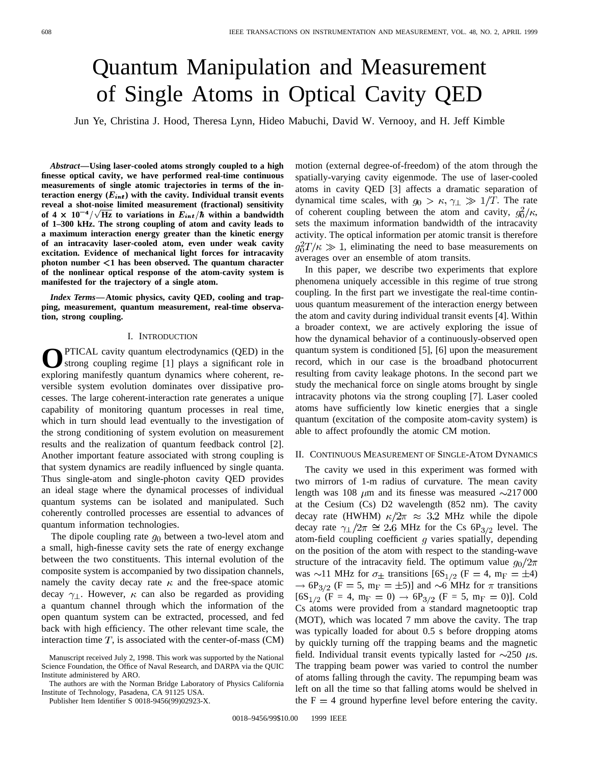# Quantum Manipulation and Measurement of Single Atoms in Optical Cavity QED

Jun Ye, Christina J. Hood, Theresa Lynn, Hideo Mabuchi, David W. Vernooy, and H. Jeff Kimble

***Abstract*—Using laser-cooled atoms strongly coupled to a high finesse optical cavity, we have performed real-time continuous measurements of single atomic trajectories in terms of the interaction energy ($E_{int}$) with the cavity. Individual transit events reveal a shot-noise limited measurement (fractional) sensitivity of $4 \times 10^{-4}/\sqrt{\text{Hz}}$ to variations in $E_{int}/\hbar$ within a bandwidth of 1–300 kHz. The strong coupling of atom and cavity leads to a maximum interaction energy greater than the kinetic energy of an intracavity laser-cooled atom, even under weak cavity excitation. Evidence of mechanical light forces for intracavity photon number <1 has been observed. The quantum character of the nonlinear optical response of the atom-cavity system is manifested for the trajectory of a single atom.**

***Index Terms*—Atomic physics, cavity QED, cooling and trapping, measurement, quantum measurement, real-time observation, strong coupling.**

## I. Introduction

OPTICAL cavity quantum electrodynamics (QED) in the strong coupling regime [1] plays a significant role in exploring manifestly quantum dynamics where coherent, reversible system evolution dominates over dissipative processes. The large coherent-interaction rate generates a unique capability of monitoring quantum processes in real time, which in turn should lead eventually to the investigation of the strong conditioning of system evolution on measurement results and the realization of quantum feedback control [2]. Another important feature associated with strong coupling is that system dynamics are readily influenced by single quanta. Thus single-atom and single-photon cavity QED provides an ideal stage where the dynamical processes of individual quantum systems can be isolated and manipulated. Such coherently controlled processes are essential to advances of quantum information technologies.

The dipole coupling rate $g_0$ between a two-level atom and a small, high-finesse cavity sets the rate of energy exchange between the two constituents. This internal evolution of the composite system is accompanied by two dissipation channels, namely the cavity decay rate $\kappa$ and the free-space atomic decay $\gamma_\perp$. However, $\kappa$ can also be regarded as providing a quantum channel through which the information of the open quantum system can be extracted, processed, and fed back with high efficiency. The other relevant time scale, the interaction time $T$, is associated with the center-of-mass (CM) motion (external degree-of-freedom) of the atom through the spatially-varying cavity eigenmode. The use of laser-cooled atoms in cavity QED [3] affects a dramatic separation of dynamical time scales, with $g_0 > \kappa, \gamma_\perp \gg 1/T$. The rate of coherent coupling between the atom and cavity, $g_0^2/\kappa$, sets the maximum information bandwidth of the intracavity activity. The optical information per atomic transit is therefore $g_0^2 T/\kappa \gg 1$, eliminating the need to base measurements on averages over an ensemble of atom transits.

In this paper, we describe two experiments that explore phenomena uniquely accessible in this regime of true strong coupling. In the first part we investigate the real-time continuous quantum measurement of the interaction energy between the atom and cavity during individual transit events [4]. Within a broader context, we are actively exploring the issue of how the dynamical behavior of a continuously-observed open quantum system is conditioned [5], [6] upon the measurement record, which in our case is the broadband photocurrent resulting from cavity leakage photons. In the second part we study the mechanical force on single atoms brought by single intracavity photons via the strong coupling [7]. Laser cooled atoms have sufficiently low kinetic energies that a single quantum (excitation of the composite atom-cavity system) is able to affect profoundly the atomic CM motion.

## II. Continuous Measurement of Single-Atom Dynamics

The cavity we used in this experiment was formed with two mirrors of 1-m radius of curvature. The mean cavity length was 108 $\mu$m and its finesse was measured ~217 000 at the Cesium (Cs) D2 wavelength (852 nm). The cavity decay rate (HWHM) $\kappa/2\pi \approx 3.2$ MHz while the dipole decay rate $\gamma_\perp/2\pi \cong 2.6$ MHz for the Cs $6P_{3/2}$ level. The atom-field coupling coefficient $g$ varies spatially, depending on the position of the atom with respect to the standing-wave structure of the intracavity field. The optimum value $g_0/2\pi$ was ~11 MHz for $\sigma_\pm$ transitions [$6S_{1/2}$ ($F = 4$, $m_F = \pm 4$) $\rightarrow$ $6P_{3/2}$ ($F = 5$, $m_F = \pm 5$)] and ~6 MHz for $\pi$ transitions [$6S_{1/2}$ ($F = 4$, $m_F = 0$) $\rightarrow$ $6P_{3/2}$ ($F = 5$, $m_F = 0$)]. Cold Cs atoms were provided from a standard magnetooptic trap (MOT), which was located 7 mm above the cavity. The trap was typically loaded for about 0.5 s before dropping atoms by quickly turning off the trapping beams and the magnetic field. Individual transit events typically lasted for ~250 $\mu$s. The trapping beam power was varied to control the number of atoms falling through the cavity. The repumping beam was left on all the time so that falling atoms would be shelved in the $F = 4$ ground hyperfine level before entering the cavity.

Manuscript received July 2, 1998. This work was supported by the National Science Foundation, the Office of Naval Research, and DARPA via the QUIC Institute administered by ARO.

The authors are with the Norman Bridge Laboratory of Physics California Institute of Technology, Pasadena, CA 91125 USA.

Publisher Item Identifier S 0018-9456(99)02923-X.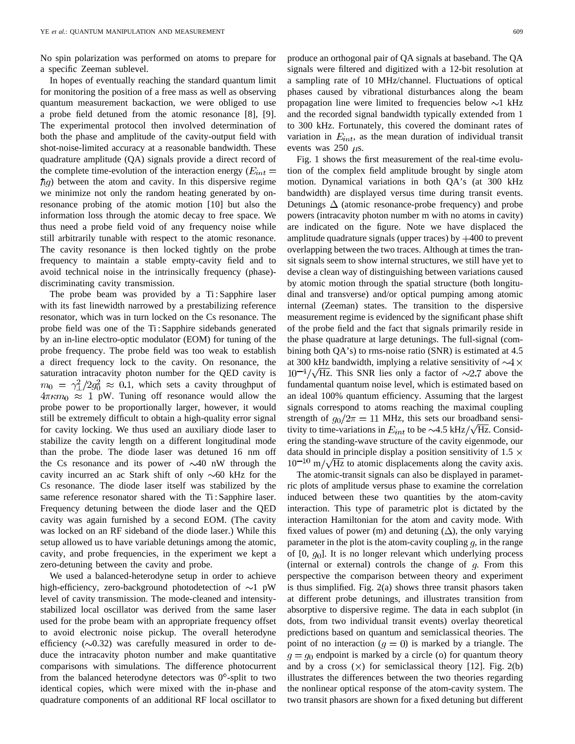No spin polarization was performed on atoms to prepare for a specific Zeeman sublevel.

In hopes of eventually reaching the standard quantum limit for monitoring the position of a free mass as well as observing quantum measurement backaction, we were obliged to use a probe field detuned from the atomic resonance [8], [9]. The experimental protocol then involved determination of both the phase and amplitude of the cavity-output field with shot-noise-limited accuracy at a reasonable bandwidth. These quadrature amplitude (QA) signals provide a direct record of the complete time-evolution of the interaction energy ($E_{int} = \hbar g$) between the atom and cavity. In this dispersive regime we minimize not only the random heating generated by on-resonance probing of the atomic motion [10] but also the information loss through the atomic decay to free space. We thus need a probe field void of any frequency noise while still arbitrarily tunable with respect to the atomic resonance. The cavity resonance is then locked tightly on the probe frequency to maintain a stable empty-cavity field and to avoid technical noise in the intrinsically frequency (phase)-discriminating cavity transmission.

The probe beam was provided by a Ti : Sapphire laser with its fast linewidth narrowed by a prestabilizing reference resonator, which was in turn locked on the Cs resonance. The probe field was one of the Ti : Sapphire sidebands generated by an in-line electro-optic modulator (EOM) for tuning of the probe frequency. The probe field was too weak to establish a direct frequency lock to the cavity. On resonance, the saturation intracavity photon number for the QED cavity is $m_0 = \gamma_\perp^2/2g_0^2 \approx 0.1$, which sets a cavity throughput of $4\pi\kappa m_0 \approx 1$ pW. Tuning off resonance would allow the probe power to be proportionally larger, however, it would still be extremely difficult to obtain a high-quality error signal for cavity locking. We thus used an auxiliary diode laser to stabilize the cavity length on a different longitudinal mode than the probe. The diode laser was detuned 16 nm off the Cs resonance and its power of ~40 nW through the cavity incurred an ac Stark shift of only ~60 kHz for the Cs resonance. The diode laser itself was stabilized by the same reference resonator shared with the Ti : Sapphire laser. Frequency detuning between the diode laser and the QED cavity was again furnished by a second EOM. (The cavity was locked on an RF sideband of the diode laser.) While this setup allowed us to have variable detunings among the atomic, cavity, and probe frequencies, in the experiment we kept a zero-detuning between the cavity and probe.

We used a balanced-heterodyne setup in order to achieve high-efficiency, zero-background photodetection of ~1 pW level of cavity transmission. The mode-cleaned and intensity-stabilized local oscillator was derived from the same laser used for the probe beam with an appropriate frequency offset to avoid electronic noise pickup. The overall heterodyne efficiency (~0.32) was carefully measured in order to deduce the intracavity photon number and make quantitative comparisons with simulations. The difference photocurrent from the balanced heterodyne detectors was 0°-split to two identical copies, which were mixed with the in-phase and quadrature components of an additional RF local oscillator to produce an orthogonal pair of QA signals at baseband. The QA signals were filtered and digitized with a 12-bit resolution at a sampling rate of 10 MHz/channel. Fluctuations of optical phases caused by vibrational disturbances along the beam propagation line were limited to frequencies below ~1 kHz and the recorded signal bandwidth typically extended from 1 to 300 kHz. Fortunately, this covered the dominant rates of variation in $E_{int}$, as the mean duration of individual transit events was 250 $\mu$s.

Fig. 1 shows the first measurement of the real-time evolution of the complex field amplitude brought by single atom motion. Dynamical variations in both QA's (at 300 kHz bandwidth) are displayed versus time during transit events. Detunings $\Delta$ (atomic resonance-probe frequency) and probe powers (intracavity photon number m with no atoms in cavity) are indicated on the figure. Note we have displaced the amplitude quadrature signals (upper traces) by +400 to prevent overlapping between the two traces. Although at times the transit signals seem to show internal structures, we still have yet to devise a clean way of distinguishing between variations caused by atomic motion through the spatial structure (both longitudinal and transverse) and/or optical pumping among atomic internal (Zeeman) states. The transition to the dispersive measurement regime is evidenced by the significant phase shift of the probe field and the fact that signals primarily reside in the phase quadrature at large detunings. The full-signal (combining both QA's) to rms-noise ratio (SNR) is estimated at 4.5 at 300 kHz bandwidth, implying a relative sensitivity of $\sim 4 \times 10^{-4}/\sqrt{\text{Hz}}$. This SNR lies only a factor of ~2.7 above the fundamental quantum noise level, which is estimated based on an ideal 100% quantum efficiency. Assuming that the largest signals correspond to atoms reaching the maximal coupling strength of $g_0/2\pi = 11$ MHz, this sets our broadband sensitivity to time-variations in $E_{int}$ to be ~4.5 kHz$/\sqrt{\text{Hz}}$. Considering the standing-wave structure of the cavity eigenmode, our data should in principle display a position sensitivity of $1.5 \times 10^{-10}$ m$/\sqrt{\text{Hz}}$ to atomic displacements along the cavity axis.

The atomic-transit signals can also be displayed in parametric plots of amplitude versus phase to examine the correlation induced between these two quantities by the atom-cavity interaction. This type of parametric plot is dictated by the interaction Hamiltonian for the atom and cavity mode. With fixed values of power (m) and detuning ($\Delta$), the only varying parameter in the plot is the atom-cavity coupling $g$, in the range of [0, $g_0$]. It is no longer relevant which underlying process (internal or external) controls the change of $g$. From this perspective the comparison between theory and experiment is thus simplified. Fig. 2(a) shows three transit phasors taken at different probe detunings, and illustrates transition from absorptive to dispersive regime. The data in each subplot (in dots, from two individual transit events) overlay theoretical predictions based on quantum and semiclassical theories. The point of no interaction ($g = 0$) is marked by a triangle. The $g = g_0$ endpoint is marked by a circle (o) for quantum theory and by a cross (×) for semiclassical theory [12]. Fig. 2(b) illustrates the differences between the two theories regarding the nonlinear optical response of the atom-cavity system. The two transit phasors are shown for a fixed detuning but different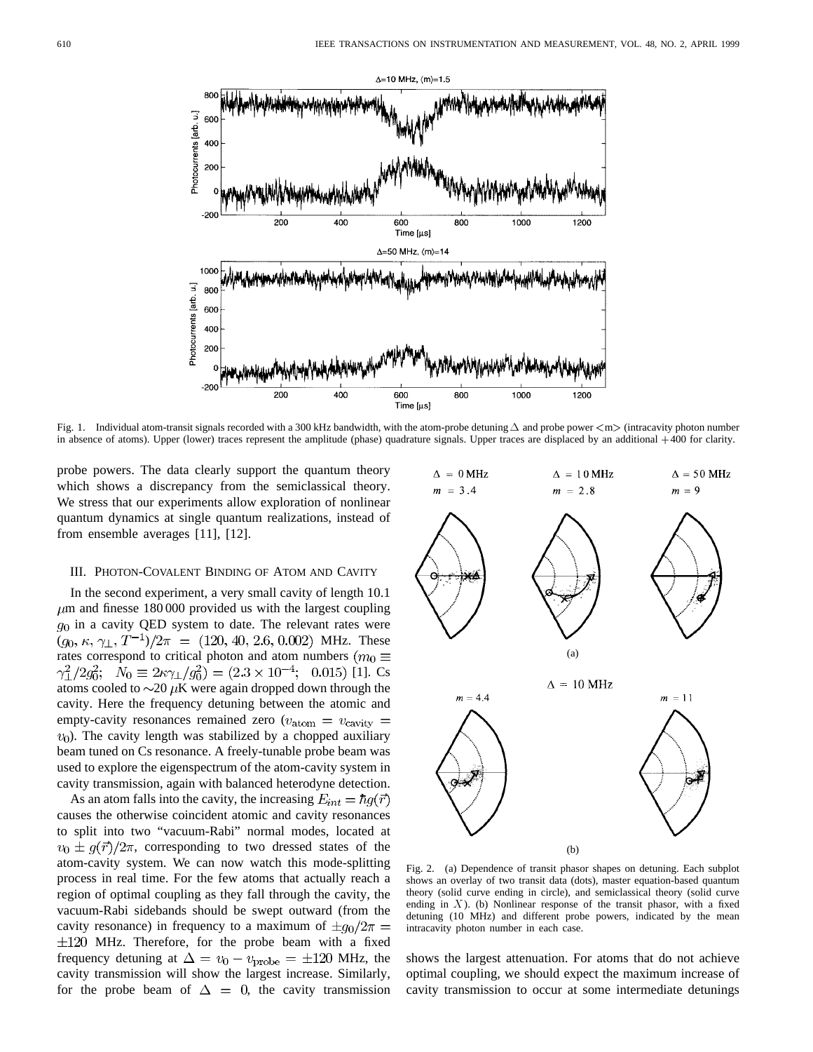Fig. 1. Individual atom-transit signals recorded with a 300 kHz bandwidth, with the atom-probe detuning $\Delta$ and probe power $<m>$ (intracavity photon number in absence of atoms). Upper (lower) traces represent the amplitude (phase) quadrature signals. Upper traces are displaced by an additional $+400$ for clarity.

probe powers. The data clearly support the quantum theory which shows a discrepancy from the semiclassical theory. We stress that our experiments allow exploration of nonlinear quantum dynamics at single quantum realizations, instead of from ensemble averages [11], [12].

## III. Photon-Covalent Binding of Atom and Cavity

In the second experiment, a very small cavity of length 10.1 $\mu$m and finesse 180 000 provided us with the largest coupling $g_0$ in a cavity QED system to date. The relevant rates were $(g_0, \kappa, \gamma_\perp, T^{-1})/2\pi = (120, 40, 2.6, 0.002)$ MHz. These rates correspond to critical photon and atom numbers $(m_0 \equiv \gamma_\perp^2/2g_0^2;\ \ N_0 \equiv 2\kappa\gamma_\perp/g_0^2) = (2.3 \times 10^{-4};\ \ 0.015)$ [1]. Cs atoms cooled to $\sim$20 $\mu$K were again dropped down through the cavity. Here the frequency detuning between the atomic and empty-cavity resonances remained zero ($v_{\text{atom}} = v_{\text{cavity}} = v_0$). The cavity length was stabilized by a chopped auxiliary beam tuned on Cs resonance. A freely-tunable probe beam was used to explore the eigenspectrum of the atom-cavity system in cavity transmission, again with balanced heterodyne detection.

As an atom falls into the cavity, the increasing $E_{int} = \hbar g(\vec{r})$ causes the otherwise coincident atomic and cavity resonances to split into two "vacuum-Rabi" normal modes, located at $v_0 \pm g(\vec{r})/2\pi$, corresponding to two dressed states of the atom-cavity system. We can now watch this mode-splitting process in real time. For the few atoms that actually reach a region of optimal coupling as they fall through the cavity, the vacuum-Rabi sidebands should be swept outward (from the cavity resonance) in frequency to a maximum of $\pm g_0/2\pi = \pm 120$ MHz. Therefore, for the probe beam with a fixed frequency detuning at $\Delta = v_0 - v_{\text{probe}} = \pm 120$ MHz, the cavity transmission will show the largest increase. Similarly, for the probe beam of $\Delta = 0$, the cavity transmission shows the largest attenuation. For atoms that do not achieve optimal coupling, we should expect the maximum increase of cavity transmission to occur at some intermediate detunings

Fig. 2. (a) Dependence of transit phasor shapes on detuning. Each subplot shows an overlay of two transit data (dots), master equation-based quantum theory (solid curve ending in circle), and semiclassical theory (solid curve ending in $X$). (b) Nonlinear response of the transit phasor, with a fixed detuning (10 MHz) and different probe powers, indicated by the mean intracavity photon number in each case.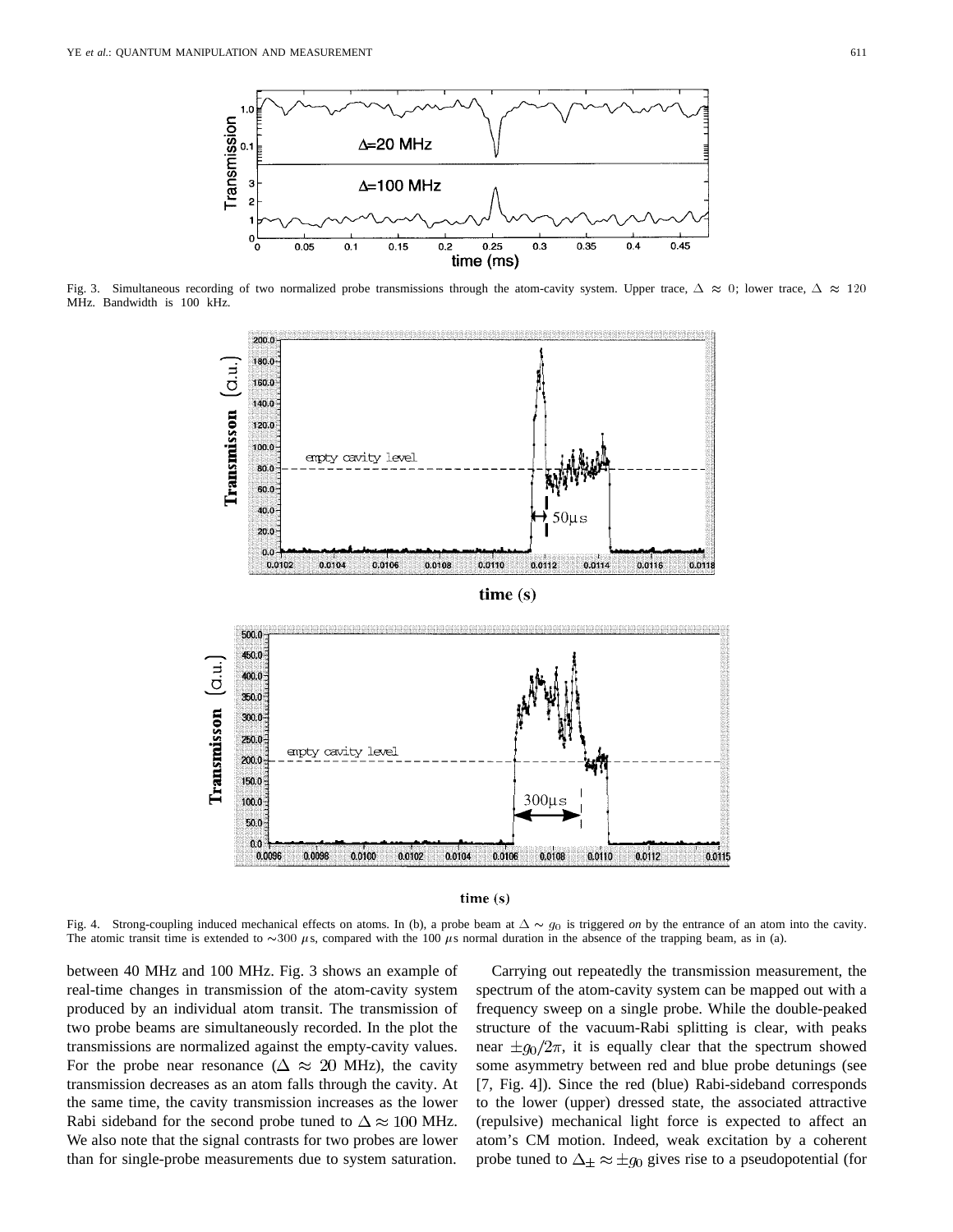Fig. 3. Simultaneous recording of two normalized probe transmissions through the atom-cavity system. Upper trace, $\Delta \approx 0$; lower trace, $\Delta \approx 120$ MHz. Bandwidth is 100 kHz.

Fig. 4. Strong-coupling induced mechanical effects on atoms. In (b), a probe beam at $\Delta \sim g_0$ is triggered *on* by the entrance of an atom into the cavity. The atomic transit time is extended to $\sim$300 $\mu$s, compared with the 100 $\mu$s normal duration in the absence of the trapping beam, as in (a).

between 40 MHz and 100 MHz. Fig. 3 shows an example of real-time changes in transmission of the atom-cavity system produced by an individual atom transit. The transmission of two probe beams are simultaneously recorded. In the plot the transmissions are normalized against the empty-cavity values. For the probe near resonance ($\Delta \approx 20$ MHz), the cavity transmission decreases as an atom falls through the cavity. At the same time, the cavity transmission increases as the lower Rabi sideband for the second probe tuned to $\Delta \approx 100$ MHz. We also note that the signal contrasts for two probes are lower than for single-probe measurements due to system saturation.

Carrying out repeatedly the transmission measurement, the spectrum of the atom-cavity system can be mapped out with a frequency sweep on a single probe. While the double-peaked structure of the vacuum-Rabi splitting is clear, with peaks near $\pm g_0/2\pi$, it is equally clear that the spectrum showed some asymmetry between red and blue probe detunings (see [7, Fig. 4]). Since the red (blue) Rabi-sideband corresponds to the lower (upper) dressed state, the associated attractive (repulsive) mechanical light force is expected to affect an atom's CM motion. Indeed, weak excitation by a coherent probe tuned to $\Delta_{\pm} \approx \pm g_0$ gives rise to a pseudopotential (for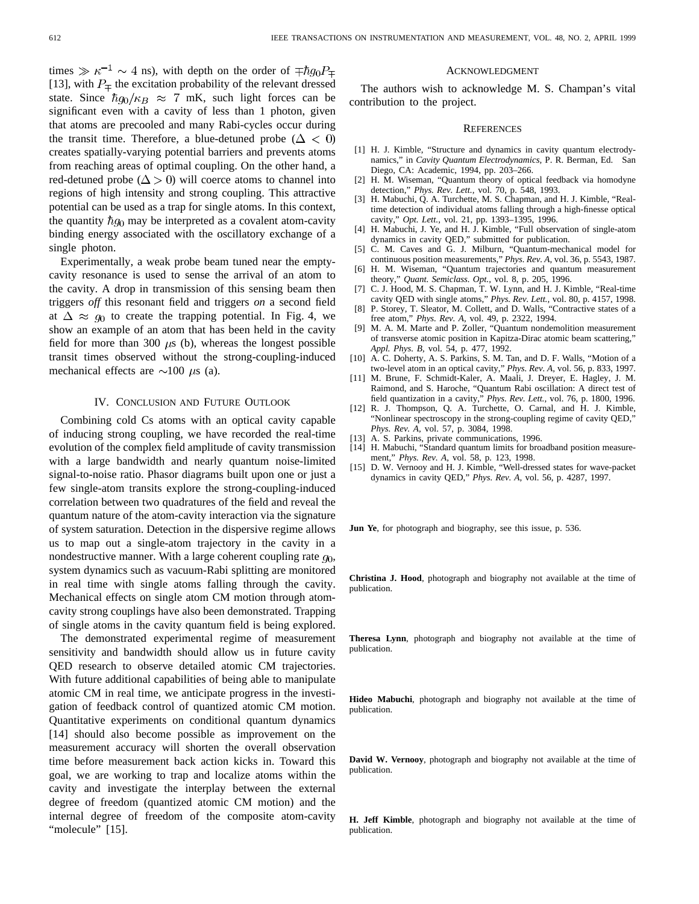times $\gg \kappa^{-1} \sim 4$ ns), with depth on the order of $\mp\hbar g_0 P_\mp$ [13], with $P_\mp$ the excitation probability of the relevant dressed state. Since $\hbar g_0/\kappa_B \approx 7$ mK, such light forces can be significant even with a cavity of less than 1 photon, given that atoms are precooled and many Rabi-cycles occur during the transit time. Therefore, a blue-detuned probe ($\Delta < 0$) creates spatially-varying potential barriers and prevents atoms from reaching areas of optimal coupling. On the other hand, a red-detuned probe ($\Delta > 0$) will coerce atoms to channel into regions of high intensity and strong coupling. This attractive potential can be used as a trap for single atoms. In this context, the quantity $\hbar g_0$ may be interpreted as a covalent atom-cavity binding energy associated with the oscillatory exchange of a single photon.

Experimentally, a weak probe beam tuned near the empty-cavity resonance is used to sense the arrival of an atom to the cavity. A drop in transmission of this sensing beam then triggers *off* this resonant field and triggers *on* a second field at $\Delta \approx g_0$ to create the trapping potential. In Fig. 4, we show an example of an atom that has been held in the cavity field for more than 300 $\mu$s (b), whereas the longest possible transit times observed without the strong-coupling-induced mechanical effects are $\sim$100 $\mu$s (a).

## IV. Conclusion and Future Outlook

Combining cold Cs atoms with an optical cavity capable of inducing strong coupling, we have recorded the real-time evolution of the complex field amplitude of cavity transmission with a large bandwidth and nearly quantum noise-limited signal-to-noise ratio. Phasor diagrams built upon one or just a few single-atom transits explore the strong-coupling-induced correlation between two quadratures of the field and reveal the quantum nature of the atom-cavity interaction via the signature of system saturation. Detection in the dispersive regime allows us to map out a single-atom trajectory in the cavity in a nondestructive manner. With a large coherent coupling rate $g_0$, system dynamics such as vacuum-Rabi splitting are monitored in real time with single atoms falling through the cavity. Mechanical effects on single atom CM motion through atom-cavity strong couplings have also been demonstrated. Trapping of single atoms in the cavity quantum field is being explored.

The demonstrated experimental regime of measurement sensitivity and bandwidth should allow us in future cavity QED research to observe detailed atomic CM trajectories. With future additional capabilities of being able to manipulate atomic CM in real time, we anticipate progress in the investigation of feedback control of quantized atomic CM motion. Quantitative experiments on conditional quantum dynamics [14] should also become possible as improvement on the measurement accuracy will shorten the overall observation time before measurement back action kicks in. Toward this goal, we are working to trap and localize atoms within the cavity and investigate the interplay between the external degree of freedom (quantized atomic CM motion) and the internal degree of freedom of the composite atom-cavity "molecule" [15].

## Acknowledgment

The authors wish to acknowledge M. S. Champan's vital contribution to the project.

## References

[1] H. J. Kimble, "Structure and dynamics in cavity quantum electrodynamics," in *Cavity Quantum Electrodynamics*, P. R. Berman, Ed. San Diego, CA: Academic, 1994, pp. 203–266.

[2] H. M. Wiseman, "Quantum theory of optical feedback via homodyne detection," *Phys. Rev. Lett.*, vol. 70, p. 548, 1993.

[3] H. Mabuchi, Q. A. Turchette, M. S. Chapman, and H. J. Kimble, "Real-time detection of individual atoms falling through a high-finesse optical cavity," *Opt. Lett.*, vol. 21, pp. 1393–1395, 1996.

[4] H. Mabuchi, J. Ye, and H. J. Kimble, "Full observation of single-atom dynamics in cavity QED," submitted for publication.

[5] C. M. Caves and G. J. Milburn, "Quantum-mechanical model for continuous position measurements," *Phys. Rev. A*, vol. 36, p. 5543, 1987.

[6] H. M. Wiseman, "Quantum trajectories and quantum measurement theory," *Quant. Semiclass. Opt.*, vol. 8, p. 205, 1996.

[7] C. J. Hood, M. S. Chapman, T. W. Lynn, and H. J. Kimble, "Real-time cavity QED with single atoms," *Phys. Rev. Lett.*, vol. 80, p. 4157, 1998.

[8] P. Storey, T. Sleator, M. Collett, and D. Walls, "Contractive states of a free atom," *Phys. Rev. A*, vol. 49, p. 2322, 1994.

[9] M. A. M. Marte and P. Zoller, "Quantum nondemolition measurement of transverse atomic position in Kapitza-Dirac atomic beam scattering," *Appl. Phys. B*, vol. 54, p. 477, 1992.

[10] A. C. Doherty, A. S. Parkins, S. M. Tan, and D. F. Walls, "Motion of a two-level atom in an optical cavity," *Phys. Rev. A*, vol. 56, p. 833, 1997.

[11] M. Brune, F. Schmidt-Kaler, A. Maali, J. Dreyer, E. Hagley, J. M. Raimond, and S. Haroche, "Quantum Rabi oscillation: A direct test of field quantization in a cavity," *Phys. Rev. Lett.*, vol. 76, p. 1800, 1996.

[12] R. J. Thompson, Q. A. Turchette, O. Carnal, and H. J. Kimble, "Nonlinear spectroscopy in the strong-coupling regime of cavity QED," *Phys. Rev. A*, vol. 57, p. 3084, 1998.

[13] A. S. Parkins, private communications, 1996.

[14] H. Mabuchi, "Standard quantum limits for broadband position measurement," *Phys. Rev. A*, vol. 58, p. 123, 1998.

[15] D. W. Vernooy and H. J. Kimble, "Well-dressed states for wave-packet dynamics in cavity QED," *Phys. Rev. A*, vol. 56, p. 4287, 1997.

**Jun Ye**, for photograph and biography, see this issue, p. 536.

**Christina J. Hood**, photograph and biography not available at the time of publication.

**Theresa Lynn**, photograph and biography not available at the time of publication.

**Hideo Mabuchi**, photograph and biography not available at the time of publication.

**David W. Vernooy**, photograph and biography not available at the time of publication.

**H. Jeff Kimble**, photograph and biography not available at the time of publication.